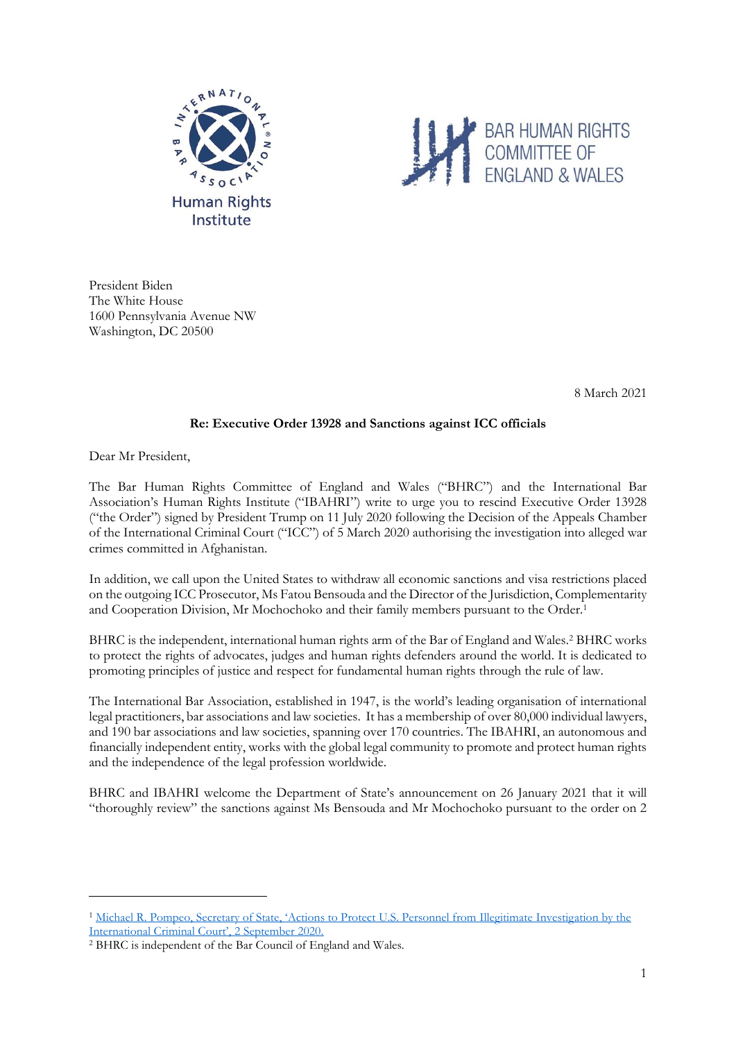International Bar Association Human Rights Institute

BAR HUMAN RIGHTS COMMITTEE OF ENGLAND & WALES

President Biden
The White House
1600 Pennsylvania Avenue NW
Washington, DC 20500

8 March 2021

**Re: Executive Order 13928 and Sanctions against ICC officials**

Dear Mr President,

The Bar Human Rights Committee of England and Wales ("BHRC") and the International Bar Association's Human Rights Institute ("IBAHRI") write to urge you to rescind Executive Order 13928 ("the Order") signed by President Trump on 11 July 2020 following the Decision of the Appeals Chamber of the International Criminal Court ("ICC") of 5 March 2020 authorising the investigation into alleged war crimes committed in Afghanistan.

In addition, we call upon the United States to withdraw all economic sanctions and visa restrictions placed on the outgoing ICC Prosecutor, Ms Fatou Bensouda and the Director of the Jurisdiction, Complementarity and Cooperation Division, Mr Mochochoko and their family members pursuant to the Order.[1]

BHRC is the independent, international human rights arm of the Bar of England and Wales.[2] BHRC works to protect the rights of advocates, judges and human rights defenders around the world. It is dedicated to promoting principles of justice and respect for fundamental human rights through the rule of law.

The International Bar Association, established in 1947, is the world's leading organisation of international legal practitioners, bar associations and law societies. It has a membership of over 80,000 individual lawyers, and 190 bar associations and law societies, spanning over 170 countries. The IBAHRI, an autonomous and financially independent entity, works with the global legal community to promote and protect human rights and the independence of the legal profession worldwide.

BHRC and IBAHRI welcome the Department of State's announcement on 26 January 2021 that it will "thoroughly review" the sanctions against Ms Bensouda and Mr Mochochoko pursuant to the order on 2

---

[1] Michael R. Pompeo, Secretary of State, 'Actions to Protect U.S. Personnel from Illegitimate Investigation by the International Criminal Court', 2 September 2020.

[2] BHRC is independent of the Bar Council of England and Wales.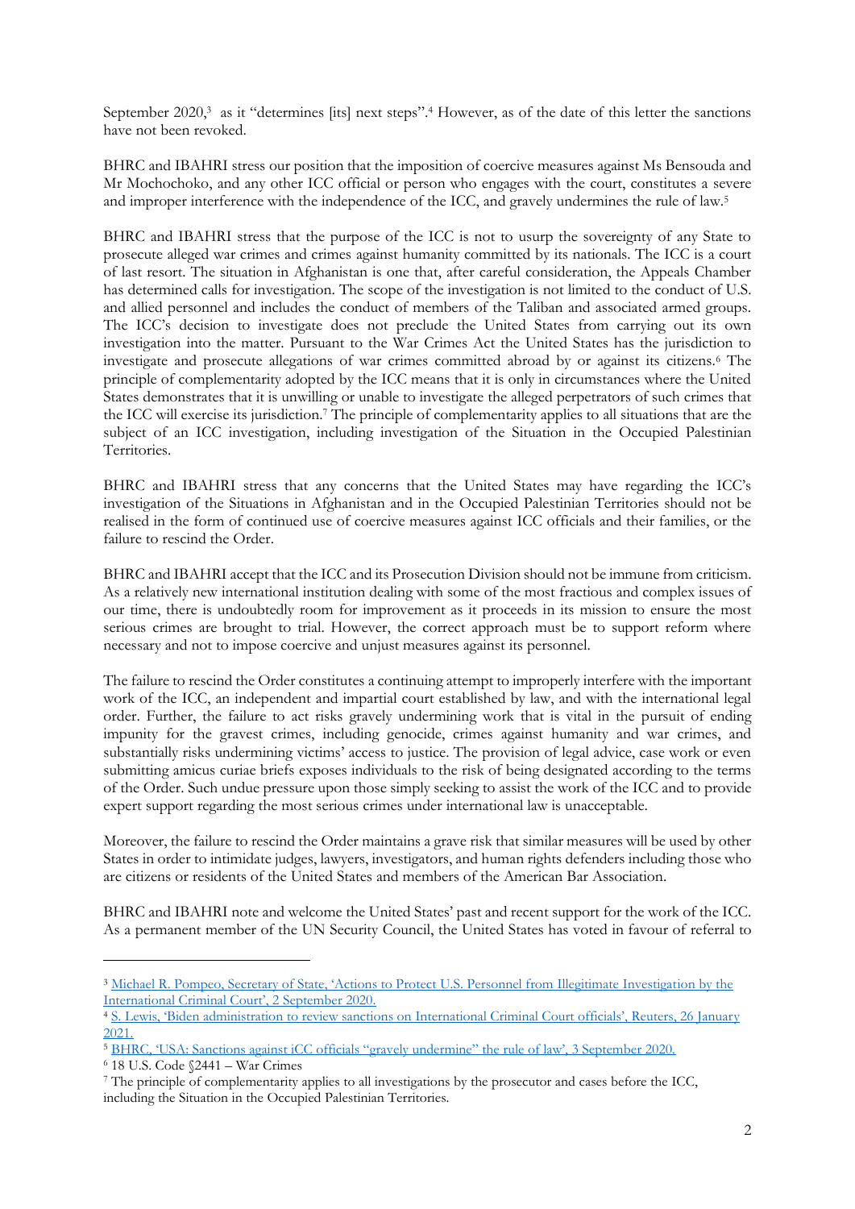September 2020,[3] as it "determines [its] next steps".[4] However, as of the date of this letter the sanctions have not been revoked.

BHRC and IBAHRI stress our position that the imposition of coercive measures against Ms Bensouda and Mr Mochochoko, and any other ICC official or person who engages with the court, constitutes a severe and improper interference with the independence of the ICC, and gravely undermines the rule of law.[5]

BHRC and IBAHRI stress that the purpose of the ICC is not to usurp the sovereignty of any State to prosecute alleged war crimes and crimes against humanity committed by its nationals. The ICC is a court of last resort. The situation in Afghanistan is one that, after careful consideration, the Appeals Chamber has determined calls for investigation. The scope of the investigation is not limited to the conduct of U.S. and allied personnel and includes the conduct of members of the Taliban and associated armed groups. The ICC's decision to investigate does not preclude the United States from carrying out its own investigation into the matter. Pursuant to the War Crimes Act the United States has the jurisdiction to investigate and prosecute allegations of war crimes committed abroad by or against its citizens.[6] The principle of complementarity adopted by the ICC means that it is only in circumstances where the United States demonstrates that it is unwilling or unable to investigate the alleged perpetrators of such crimes that the ICC will exercise its jurisdiction.[7] The principle of complementarity applies to all situations that are the subject of an ICC investigation, including investigation of the Situation in the Occupied Palestinian Territories.

BHRC and IBAHRI stress that any concerns that the United States may have regarding the ICC's investigation of the Situations in Afghanistan and in the Occupied Palestinian Territories should not be realised in the form of continued use of coercive measures against ICC officials and their families, or the failure to rescind the Order.

BHRC and IBAHRI accept that the ICC and its Prosecution Division should not be immune from criticism. As a relatively new international institution dealing with some of the most fractious and complex issues of our time, there is undoubtedly room for improvement as it proceeds in its mission to ensure the most serious crimes are brought to trial. However, the correct approach must be to support reform where necessary and not to impose coercive and unjust measures against its personnel.

The failure to rescind the Order constitutes a continuing attempt to improperly interfere with the important work of the ICC, an independent and impartial court established by law, and with the international legal order. Further, the failure to act risks gravely undermining work that is vital in the pursuit of ending impunity for the gravest crimes, including genocide, crimes against humanity and war crimes, and substantially risks undermining victims' access to justice. The provision of legal advice, case work or even submitting amicus curiae briefs exposes individuals to the risk of being designated according to the terms of the Order. Such undue pressure upon those simply seeking to assist the work of the ICC and to provide expert support regarding the most serious crimes under international law is unacceptable.

Moreover, the failure to rescind the Order maintains a grave risk that similar measures will be used by other States in order to intimidate judges, lawyers, investigators, and human rights defenders including those who are citizens or residents of the United States and members of the American Bar Association.

BHRC and IBAHRI note and welcome the United States' past and recent support for the work of the ICC. As a permanent member of the UN Security Council, the United States has voted in favour of referral to

---

[3] Michael R. Pompeo, Secretary of State, 'Actions to Protect U.S. Personnel from Illegitimate Investigation by the International Criminal Court', 2 September 2020.

[4] S. Lewis, 'Biden administration to review sanctions on International Criminal Court officials', Reuters, 26 January 2021.

[5] BHRC, 'USA: Sanctions against iCC officials "gravely undermine" the rule of law', 3 September 2020.

[6] 18 U.S. Code §2441 – War Crimes

[7] The principle of complementarity applies to all investigations by the prosecutor and cases before the ICC, including the Situation in the Occupied Palestinian Territories.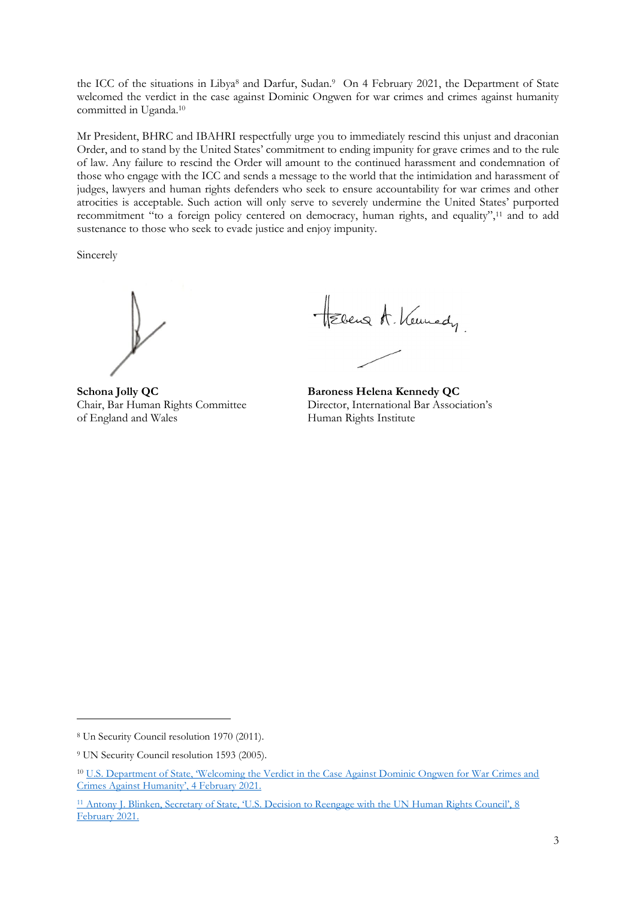the ICC of the situations in Libya[8] and Darfur, Sudan.[9] On 4 February 2021, the Department of State welcomed the verdict in the case against Dominic Ongwen for war crimes and crimes against humanity committed in Uganda.[10]

Mr President, BHRC and IBAHRI respectfully urge you to immediately rescind this unjust and draconian Order, and to stand by the United States' commitment to ending impunity for grave crimes and to the rule of law. Any failure to rescind the Order will amount to the continued harassment and condemnation of those who engage with the ICC and sends a message to the world that the intimidation and harassment of judges, lawyers and human rights defenders who seek to ensure accountability for war crimes and other atrocities is acceptable. Such action will only serve to severely undermine the United States' purported recommitment "to a foreign policy centered on democracy, human rights, and equality",[11] and to add sustenance to those who seek to evade justice and enjoy impunity.

Sincerely

**Schona Jolly QC**
Chair, Bar Human Rights Committee of England and Wales

**Baroness Helena Kennedy QC**
Director, International Bar Association's Human Rights Institute

---

[8] Un Security Council resolution 1970 (2011).

[9] UN Security Council resolution 1593 (2005).

[10] U.S. Department of State, 'Welcoming the Verdict in the Case Against Dominic Ongwen for War Crimes and Crimes Against Humanity', 4 February 2021.

[11] Antony J. Blinken, Secretary of State, 'U.S. Decision to Reengage with the UN Human Rights Council', 8 February 2021.